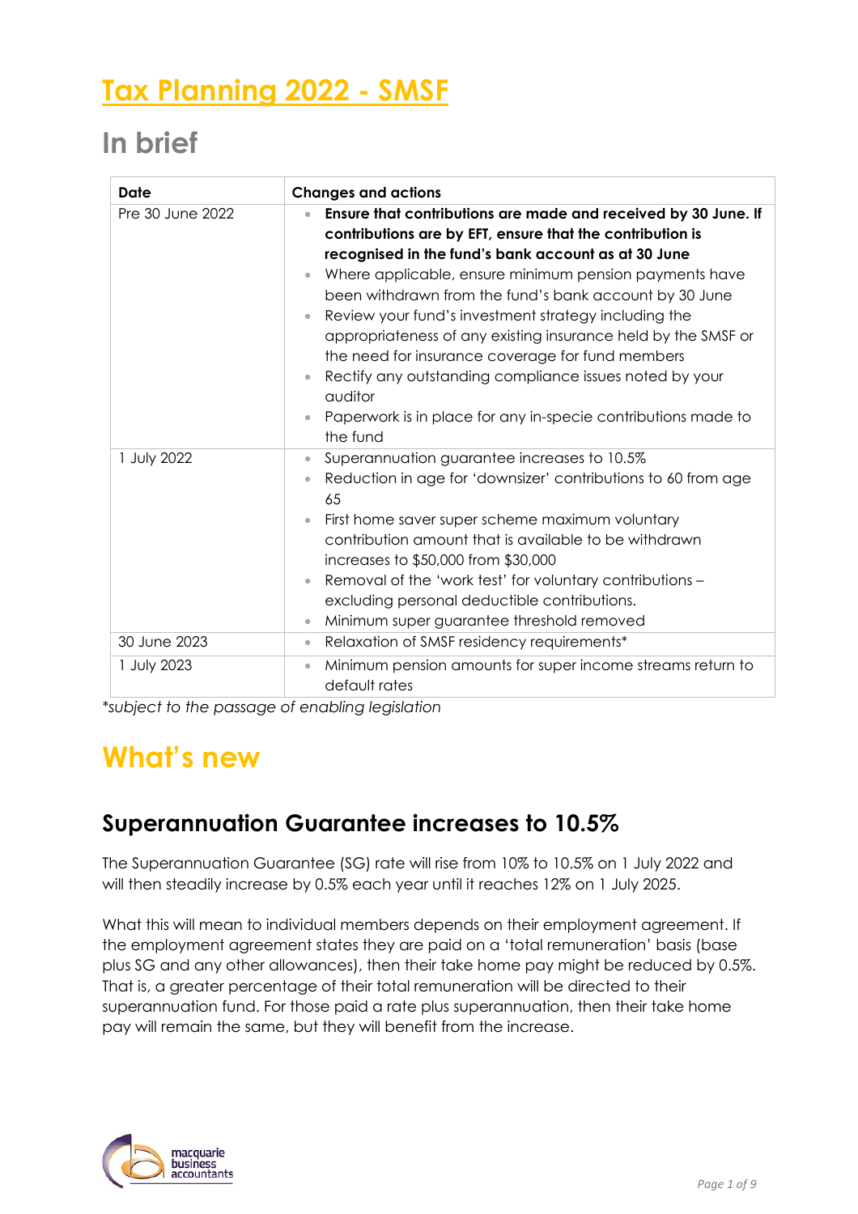# Tax Planning 2022 - SMSF

## In brief

| Date | Changes and actions |
| --- | --- |
| Pre 30 June 2022 | • **Ensure that contributions are made and received by 30 June. If contributions are by EFT, ensure that the contribution is recognised in the fund's bank account as at 30 June**<br>• Where applicable, ensure minimum pension payments have been withdrawn from the fund's bank account by 30 June<br>• Review your fund's investment strategy including the appropriateness of any existing insurance held by the SMSF or the need for insurance coverage for fund members<br>• Rectify any outstanding compliance issues noted by your auditor<br>• Paperwork is in place for any in-specie contributions made to the fund |
| 1 July 2022 | • Superannuation guarantee increases to 10.5%<br>• Reduction in age for 'downsizer' contributions to 60 from age 65<br>• First home saver super scheme maximum voluntary contribution amount that is available to be withdrawn increases to $50,000 from $30,000<br>• Removal of the 'work test' for voluntary contributions – excluding personal deductible contributions.<br>• Minimum super guarantee threshold removed |
| 30 June 2023 | • Relaxation of SMSF residency requirements* |
| 1 July 2023 | • Minimum pension amounts for super income streams return to default rates |

*\*subject to the passage of enabling legislation*

## What's new

### Superannuation Guarantee increases to 10.5%

The Superannuation Guarantee (SG) rate will rise from 10% to 10.5% on 1 July 2022 and will then steadily increase by 0.5% each year until it reaches 12% on 1 July 2025.

What this will mean to individual members depends on their employment agreement. If the employment agreement states they are paid on a 'total remuneration' basis (base plus SG and any other allowances), then their take home pay might be reduced by 0.5%. That is, a greater percentage of their total remuneration will be directed to their superannuation fund. For those paid a rate plus superannuation, then their take home pay will remain the same, but they will benefit from the increase.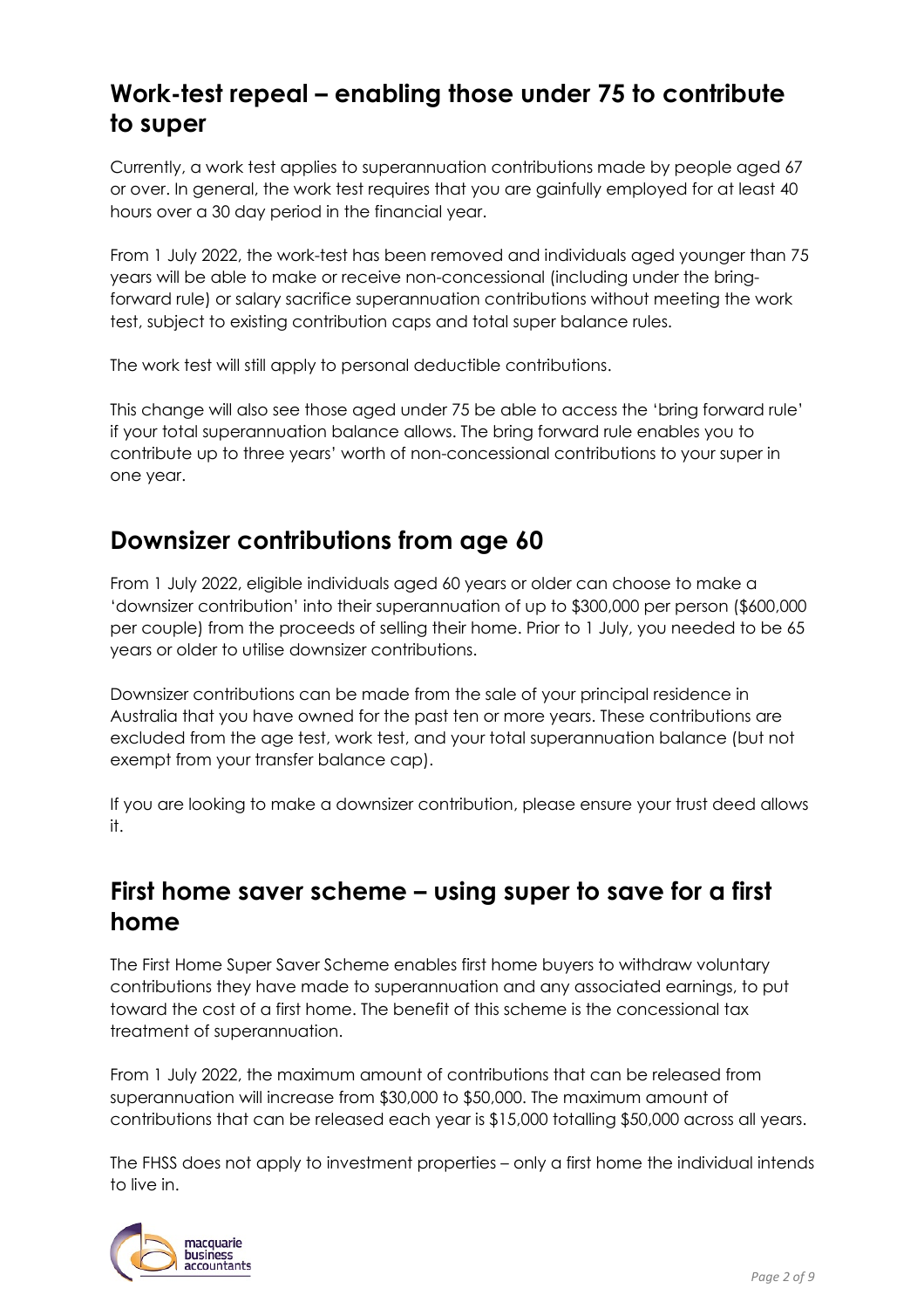## Work-test repeal – enabling those under 75 to contribute to super

Currently, a work test applies to superannuation contributions made by people aged 67 or over. In general, the work test requires that you are gainfully employed for at least 40 hours over a 30 day period in the financial year.

From 1 July 2022, the work-test has been removed and individuals aged younger than 75 years will be able to make or receive non-concessional (including under the bring-forward rule) or salary sacrifice superannuation contributions without meeting the work test, subject to existing contribution caps and total super balance rules.

The work test will still apply to personal deductible contributions.

This change will also see those aged under 75 be able to access the 'bring forward rule' if your total superannuation balance allows. The bring forward rule enables you to contribute up to three years' worth of non-concessional contributions to your super in one year.

## Downsizer contributions from age 60

From 1 July 2022, eligible individuals aged 60 years or older can choose to make a 'downsizer contribution' into their superannuation of up to $300,000 per person ($600,000 per couple) from the proceeds of selling their home. Prior to 1 July, you needed to be 65 years or older to utilise downsizer contributions.

Downsizer contributions can be made from the sale of your principal residence in Australia that you have owned for the past ten or more years. These contributions are excluded from the age test, work test, and your total superannuation balance (but not exempt from your transfer balance cap).

If you are looking to make a downsizer contribution, please ensure your trust deed allows it.

## First home saver scheme – using super to save for a first home

The First Home Super Saver Scheme enables first home buyers to withdraw voluntary contributions they have made to superannuation and any associated earnings, to put toward the cost of a first home. The benefit of this scheme is the concessional tax treatment of superannuation.

From 1 July 2022, the maximum amount of contributions that can be released from superannuation will increase from $30,000 to $50,000. The maximum amount of contributions that can be released each year is $15,000 totalling $50,000 across all years.

The FHSS does not apply to investment properties – only a first home the individual intends to live in.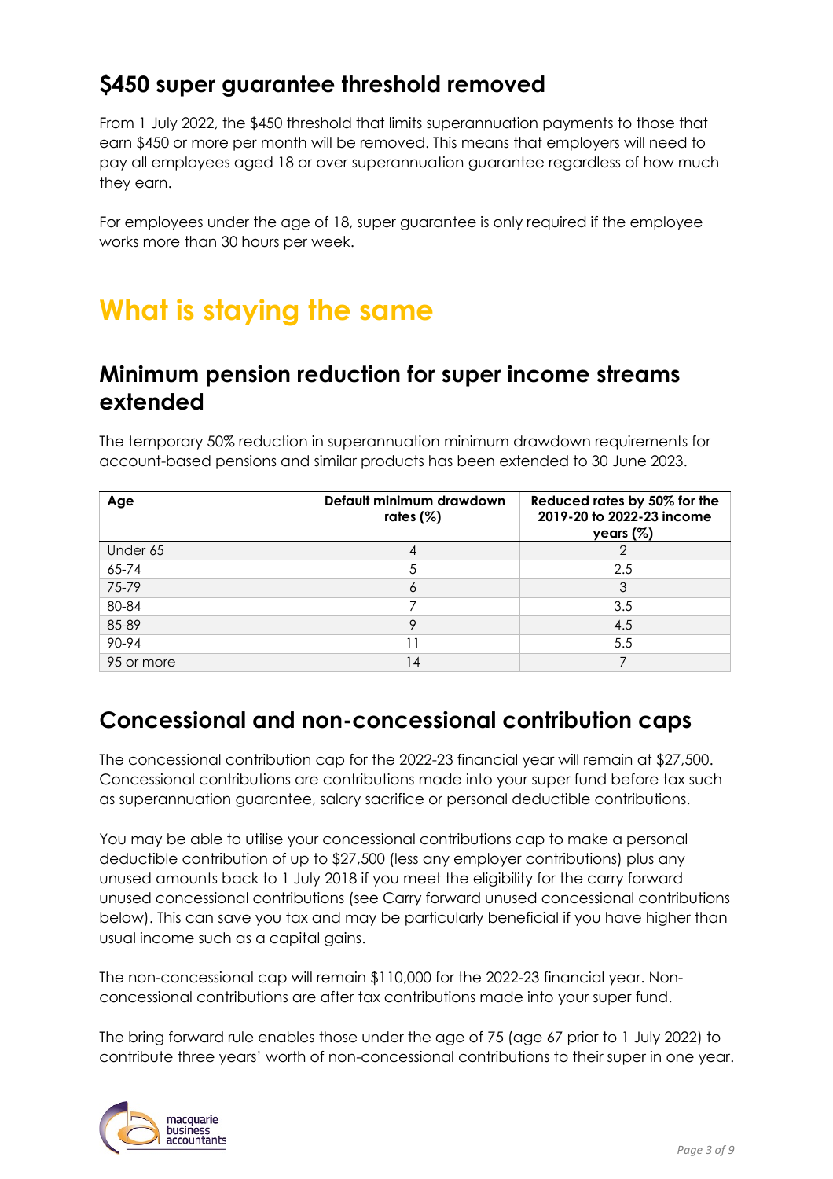## $450 super guarantee threshold removed

From 1 July 2022, the $450 threshold that limits superannuation payments to those that earn $450 or more per month will be removed. This means that employers will need to pay all employees aged 18 or over superannuation guarantee regardless of how much they earn.

For employees under the age of 18, super guarantee is only required if the employee works more than 30 hours per week.

# What is staying the same

## Minimum pension reduction for super income streams extended

The temporary 50% reduction in superannuation minimum drawdown requirements for account-based pensions and similar products has been extended to 30 June 2023.

| Age | Default minimum drawdown rates (%) | Reduced rates by 50% for the 2019-20 to 2022-23 income years (%) |
|---|---|---|
| Under 65 | 4 | 2 |
| 65-74 | 5 | 2.5 |
| 75-79 | 6 | 3 |
| 80-84 | 7 | 3.5 |
| 85-89 | 9 | 4.5 |
| 90-94 | 11 | 5.5 |
| 95 or more | 14 | 7 |

## Concessional and non-concessional contribution caps

The concessional contribution cap for the 2022-23 financial year will remain at $27,500. Concessional contributions are contributions made into your super fund before tax such as superannuation guarantee, salary sacrifice or personal deductible contributions.

You may be able to utilise your concessional contributions cap to make a personal deductible contribution of up to $27,500 (less any employer contributions) plus any unused amounts back to 1 July 2018 if you meet the eligibility for the carry forward unused concessional contributions (see Carry forward unused concessional contributions below). This can save you tax and may be particularly beneficial if you have higher than usual income such as a capital gains.

The non-concessional cap will remain $110,000 for the 2022-23 financial year. Non-concessional contributions are after tax contributions made into your super fund.

The bring forward rule enables those under the age of 75 (age 67 prior to 1 July 2022) to contribute three years' worth of non-concessional contributions to their super in one year.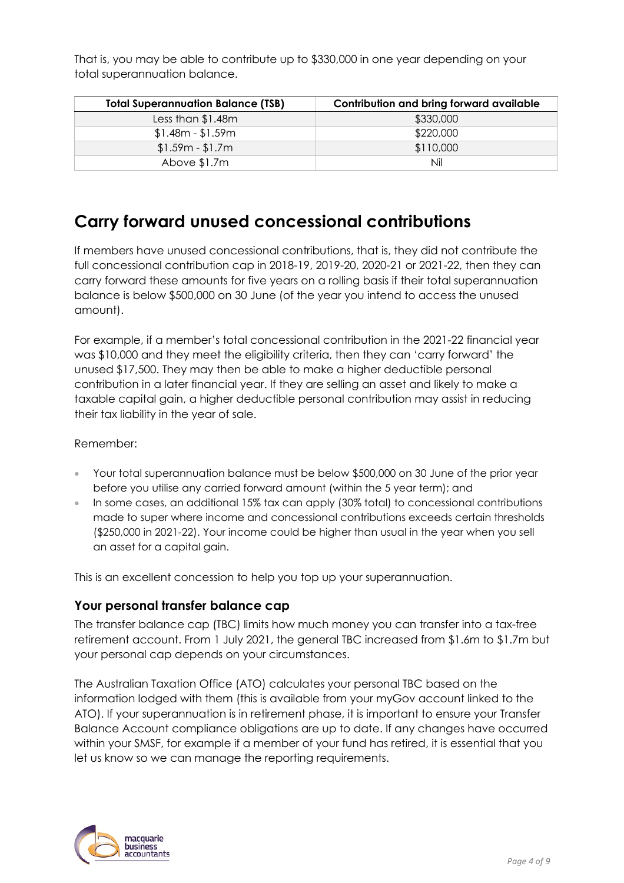That is, you may be able to contribute up to $330,000 in one year depending on your total superannuation balance.

| Total Superannuation Balance (TSB) | Contribution and bring forward available |
|---|---|
| Less than $1.48m | $330,000 |
| $1.48m - $1.59m | $220,000 |
| $1.59m - $1.7m | $110,000 |
| Above $1.7m | Nil |

# Carry forward unused concessional contributions

If members have unused concessional contributions, that is, they did not contribute the full concessional contribution cap in 2018-19, 2019-20, 2020-21 or 2021-22, then they can carry forward these amounts for five years on a rolling basis if their total superannuation balance is below $500,000 on 30 June (of the year you intend to access the unused amount).

For example, if a member's total concessional contribution in the 2021-22 financial year was $10,000 and they meet the eligibility criteria, then they can 'carry forward' the unused $17,500. They may then be able to make a higher deductible personal contribution in a later financial year. If they are selling an asset and likely to make a taxable capital gain, a higher deductible personal contribution may assist in reducing their tax liability in the year of sale.

Remember:

- Your total superannuation balance must be below $500,000 on 30 June of the prior year before you utilise any carried forward amount (within the 5 year term); and
- In some cases, an additional 15% tax can apply (30% total) to concessional contributions made to super where income and concessional contributions exceeds certain thresholds ($250,000 in 2021-22). Your income could be higher than usual in the year when you sell an asset for a capital gain.

This is an excellent concession to help you top up your superannuation.

### Your personal transfer balance cap

The transfer balance cap (TBC) limits how much money you can transfer into a tax-free retirement account. From 1 July 2021, the general TBC increased from $1.6m to $1.7m but your personal cap depends on your circumstances.

The Australian Taxation Office (ATO) calculates your personal TBC based on the information lodged with them (this is available from your myGov account linked to the ATO). If your superannuation is in retirement phase, it is important to ensure your Transfer Balance Account compliance obligations are up to date. If any changes have occurred within your SMSF, for example if a member of your fund has retired, it is essential that you let us know so we can manage the reporting requirements.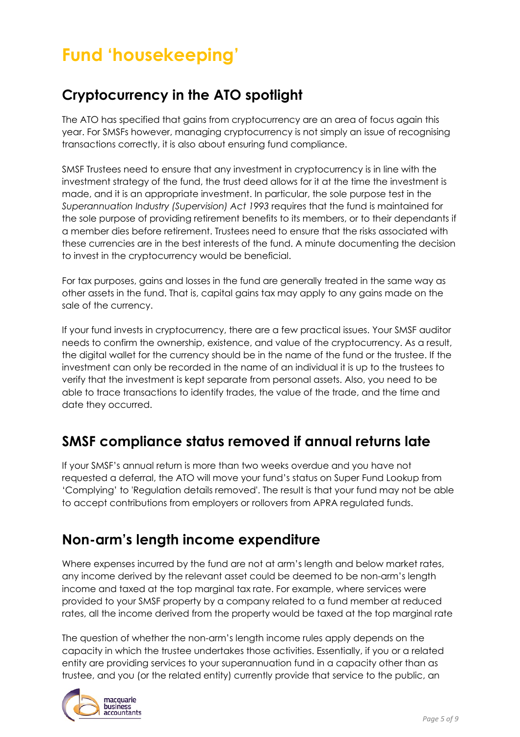# Fund 'housekeeping'

## Cryptocurrency in the ATO spotlight

The ATO has specified that gains from cryptocurrency are an area of focus again this year. For SMSFs however, managing cryptocurrency is not simply an issue of recognising transactions correctly, it is also about ensuring fund compliance.

SMSF Trustees need to ensure that any investment in cryptocurrency is in line with the investment strategy of the fund, the trust deed allows for it at the time the investment is made, and it is an appropriate investment. In particular, the sole purpose test in the *Superannuation Industry (Supervision) Act 1993* requires that the fund is maintained for the sole purpose of providing retirement benefits to its members, or to their dependants if a member dies before retirement. Trustees need to ensure that the risks associated with these currencies are in the best interests of the fund. A minute documenting the decision to invest in the cryptocurrency would be beneficial.

For tax purposes, gains and losses in the fund are generally treated in the same way as other assets in the fund. That is, capital gains tax may apply to any gains made on the sale of the currency.

If your fund invests in cryptocurrency, there are a few practical issues. Your SMSF auditor needs to confirm the ownership, existence, and value of the cryptocurrency. As a result, the digital wallet for the currency should be in the name of the fund or the trustee. If the investment can only be recorded in the name of an individual it is up to the trustees to verify that the investment is kept separate from personal assets. Also, you need to be able to trace transactions to identify trades, the value of the trade, and the time and date they occurred.

## SMSF compliance status removed if annual returns late

If your SMSF's annual return is more than two weeks overdue and you have not requested a deferral, the ATO will move your fund's status on Super Fund Lookup from 'Complying' to 'Regulation details removed'. The result is that your fund may not be able to accept contributions from employers or rollovers from APRA regulated funds.

## Non-arm's length income expenditure

Where expenses incurred by the fund are not at arm's length and below market rates, any income derived by the relevant asset could be deemed to be non-arm's length income and taxed at the top marginal tax rate. For example, where services were provided to your SMSF property by a company related to a fund member at reduced rates, all the income derived from the property would be taxed at the top marginal rate

The question of whether the non-arm's length income rules apply depends on the capacity in which the trustee undertakes those activities. Essentially, if you or a related entity are providing services to your superannuation fund in a capacity other than as trustee, and you (or the related entity) currently provide that service to the public, an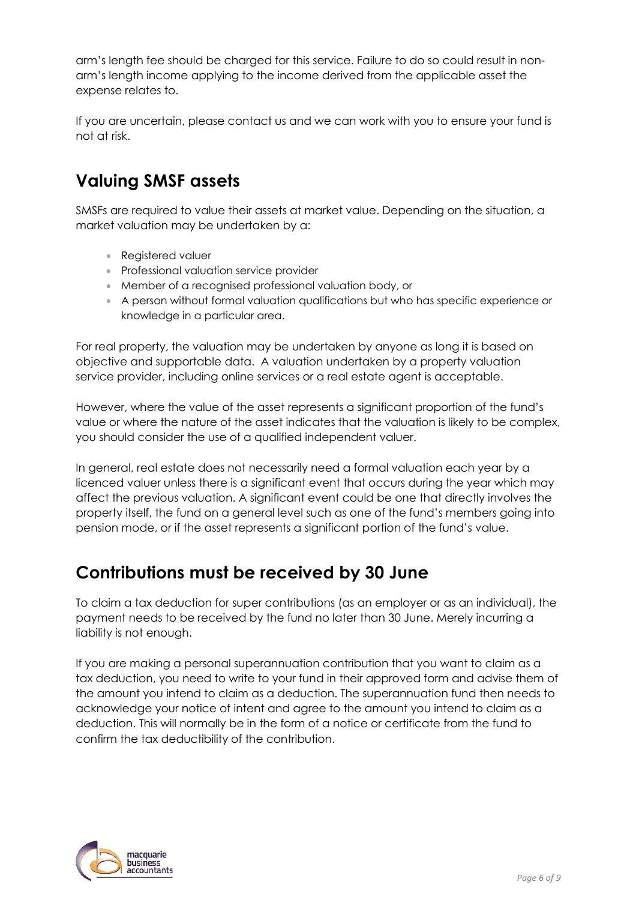arm's length fee should be charged for this service. Failure to do so could result in non-arm's length income applying to the income derived from the applicable asset the expense relates to.

If you are uncertain, please contact us and we can work with you to ensure your fund is not at risk.

## Valuing SMSF assets

SMSFs are required to value their assets at market value. Depending on the situation, a market valuation may be undertaken by a:

- Registered valuer
- Professional valuation service provider
- Member of a recognised professional valuation body, or
- A person without formal valuation qualifications but who has specific experience or knowledge in a particular area.

For real property, the valuation may be undertaken by anyone as long it is based on objective and supportable data. A valuation undertaken by a property valuation service provider, including online services or a real estate agent is acceptable.

However, where the value of the asset represents a significant proportion of the fund's value or where the nature of the asset indicates that the valuation is likely to be complex, you should consider the use of a qualified independent valuer.

In general, real estate does not necessarily need a formal valuation each year by a licenced valuer unless there is a significant event that occurs during the year which may affect the previous valuation. A significant event could be one that directly involves the property itself, the fund on a general level such as one of the fund's members going into pension mode, or if the asset represents a significant portion of the fund's value.

## Contributions must be received by 30 June

To claim a tax deduction for super contributions (as an employer or as an individual), the payment needs to be received by the fund no later than 30 June. Merely incurring a liability is not enough.

If you are making a personal superannuation contribution that you want to claim as a tax deduction, you need to write to your fund in their approved form and advise them of the amount you intend to claim as a deduction. The superannuation fund then needs to acknowledge your notice of intent and agree to the amount you intend to claim as a deduction. This will normally be in the form of a notice or certificate from the fund to confirm the tax deductibility of the contribution.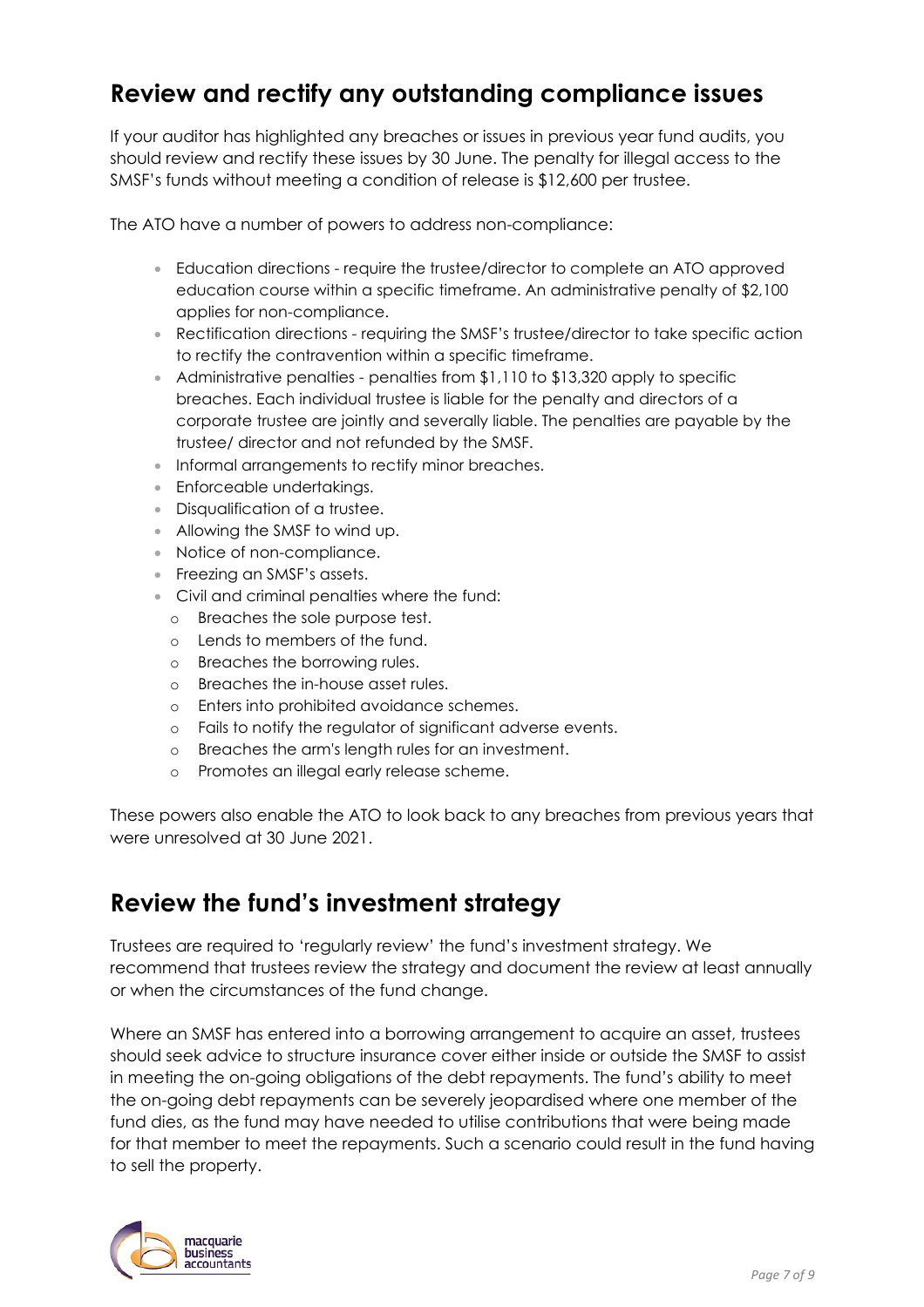## Review and rectify any outstanding compliance issues

If your auditor has highlighted any breaches or issues in previous year fund audits, you should review and rectify these issues by 30 June. The penalty for illegal access to the SMSF's funds without meeting a condition of release is $12,600 per trustee.

The ATO have a number of powers to address non-compliance:

- Education directions - require the trustee/director to complete an ATO approved education course within a specific timeframe. An administrative penalty of $2,100 applies for non-compliance.
- Rectification directions - requiring the SMSF's trustee/director to take specific action to rectify the contravention within a specific timeframe.
- Administrative penalties - penalties from $1,110 to $13,320 apply to specific breaches. Each individual trustee is liable for the penalty and directors of a corporate trustee are jointly and severally liable. The penalties are payable by the trustee/ director and not refunded by the SMSF.
- Informal arrangements to rectify minor breaches.
- Enforceable undertakings.
- Disqualification of a trustee.
- Allowing the SMSF to wind up.
- Notice of non-compliance.
- Freezing an SMSF's assets.
- Civil and criminal penalties where the fund:
  - Breaches the sole purpose test.
  - Lends to members of the fund.
  - Breaches the borrowing rules.
  - Breaches the in-house asset rules.
  - Enters into prohibited avoidance schemes.
  - Fails to notify the regulator of significant adverse events.
  - Breaches the arm's length rules for an investment.
  - Promotes an illegal early release scheme.

These powers also enable the ATO to look back to any breaches from previous years that were unresolved at 30 June 2021.

## Review the fund's investment strategy

Trustees are required to 'regularly review' the fund's investment strategy. We recommend that trustees review the strategy and document the review at least annually or when the circumstances of the fund change.

Where an SMSF has entered into a borrowing arrangement to acquire an asset, trustees should seek advice to structure insurance cover either inside or outside the SMSF to assist in meeting the on-going obligations of the debt repayments. The fund's ability to meet the on-going debt repayments can be severely jeopardised where one member of the fund dies, as the fund may have needed to utilise contributions that were being made for that member to meet the repayments. Such a scenario could result in the fund having to sell the property.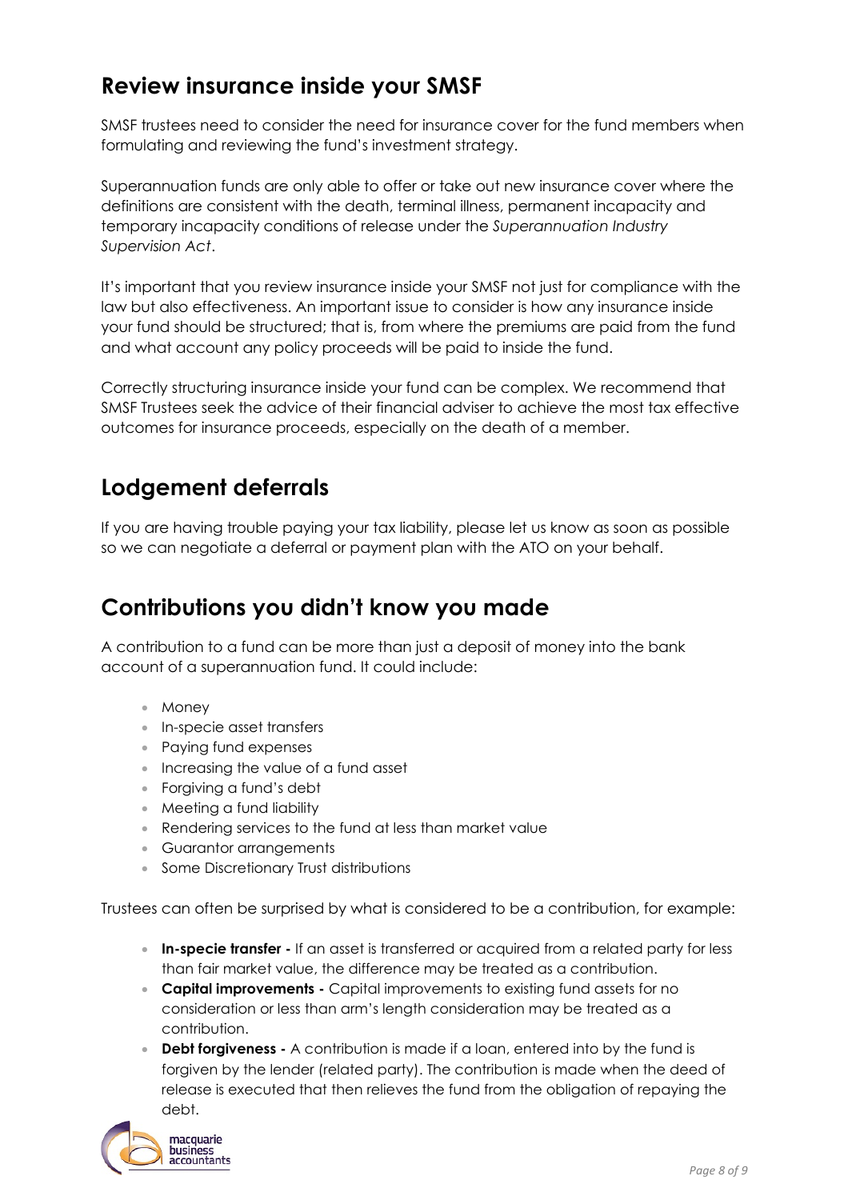## Review insurance inside your SMSF

SMSF trustees need to consider the need for insurance cover for the fund members when formulating and reviewing the fund's investment strategy.

Superannuation funds are only able to offer or take out new insurance cover where the definitions are consistent with the death, terminal illness, permanent incapacity and temporary incapacity conditions of release under the *Superannuation Industry Supervision Act*.

It's important that you review insurance inside your SMSF not just for compliance with the law but also effectiveness. An important issue to consider is how any insurance inside your fund should be structured; that is, from where the premiums are paid from the fund and what account any policy proceeds will be paid to inside the fund.

Correctly structuring insurance inside your fund can be complex. We recommend that SMSF Trustees seek the advice of their financial adviser to achieve the most tax effective outcomes for insurance proceeds, especially on the death of a member.

## Lodgement deferrals

If you are having trouble paying your tax liability, please let us know as soon as possible so we can negotiate a deferral or payment plan with the ATO on your behalf.

## Contributions you didn't know you made

A contribution to a fund can be more than just a deposit of money into the bank account of a superannuation fund. It could include:

- Money
- In-specie asset transfers
- Paying fund expenses
- Increasing the value of a fund asset
- Forgiving a fund's debt
- Meeting a fund liability
- Rendering services to the fund at less than market value
- Guarantor arrangements
- Some Discretionary Trust distributions

Trustees can often be surprised by what is considered to be a contribution, for example:

- **In-specie transfer -** If an asset is transferred or acquired from a related party for less than fair market value, the difference may be treated as a contribution.
- **Capital improvements -** Capital improvements to existing fund assets for no consideration or less than arm's length consideration may be treated as a contribution.
- **Debt forgiveness -** A contribution is made if a loan, entered into by the fund is forgiven by the lender (related party). The contribution is made when the deed of release is executed that then relieves the fund from the obligation of repaying the debt.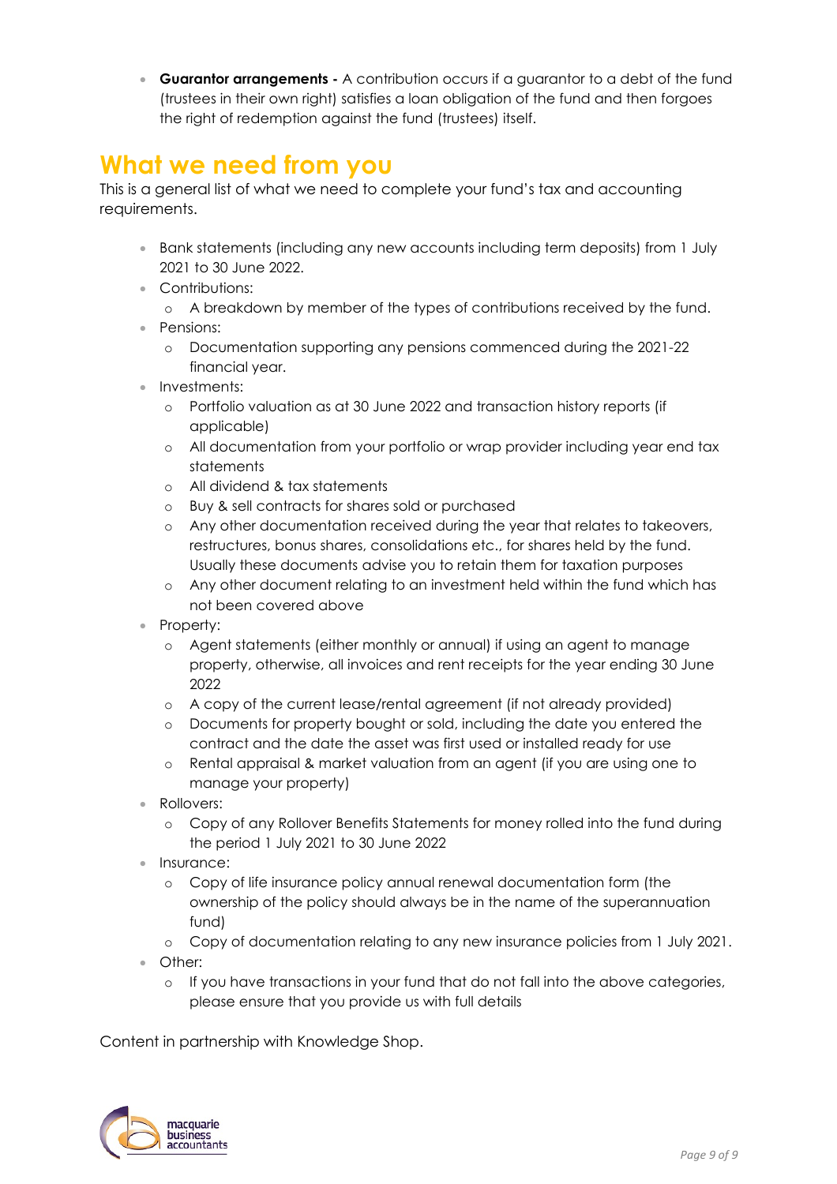- **Guarantor arrangements -** A contribution occurs if a guarantor to a debt of the fund (trustees in their own right) satisfies a loan obligation of the fund and then forgoes the right of redemption against the fund (trustees) itself.

# What we need from you

This is a general list of what we need to complete your fund's tax and accounting requirements.

- Bank statements (including any new accounts including term deposits) from 1 July 2021 to 30 June 2022.
- Contributions:
  - A breakdown by member of the types of contributions received by the fund.
- Pensions:
  - Documentation supporting any pensions commenced during the 2021-22 financial year.
- Investments:
  - Portfolio valuation as at 30 June 2022 and transaction history reports (if applicable)
  - All documentation from your portfolio or wrap provider including year end tax statements
  - All dividend & tax statements
  - Buy & sell contracts for shares sold or purchased
  - Any other documentation received during the year that relates to takeovers, restructures, bonus shares, consolidations etc., for shares held by the fund. Usually these documents advise you to retain them for taxation purposes
  - Any other document relating to an investment held within the fund which has not been covered above
- Property:
  - Agent statements (either monthly or annual) if using an agent to manage property, otherwise, all invoices and rent receipts for the year ending 30 June 2022
  - A copy of the current lease/rental agreement (if not already provided)
  - Documents for property bought or sold, including the date you entered the contract and the date the asset was first used or installed ready for use
  - Rental appraisal & market valuation from an agent (if you are using one to manage your property)
- Rollovers:
  - Copy of any Rollover Benefits Statements for money rolled into the fund during the period 1 July 2021 to 30 June 2022
- Insurance:
  - Copy of life insurance policy annual renewal documentation form (the ownership of the policy should always be in the name of the superannuation fund)
  - Copy of documentation relating to any new insurance policies from 1 July 2021.
- Other:
  - If you have transactions in your fund that do not fall into the above categories, please ensure that you provide us with full details

Content in partnership with Knowledge Shop.